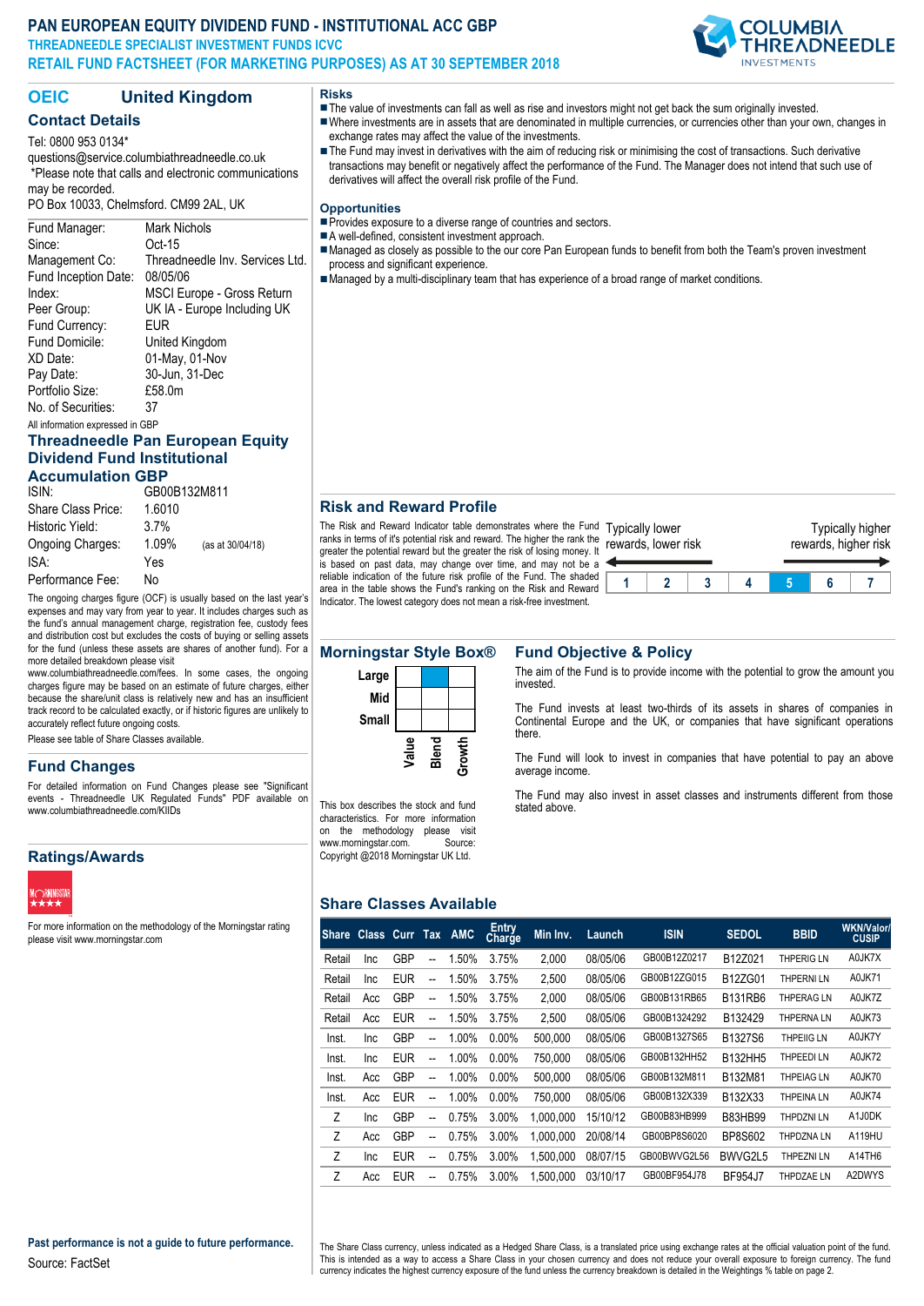# PAN EUROPEAN EQUITY DIVIDEND FUND - INSTITUTIONAL ACC GBP

**THREADNEEDLE SPECIALIST INVESTMENT FUNDS ICVC**

**RETAIL FUND FACTSHEET (FOR MARKETING PURPOSES) AS AT 30 SEPTEMBER 2018**

## OEIC United Kingdom

### Contact Details

Tel: 0800 953 0134*
questions@service.columbiathreadneedle.co.uk
*Please note that calls and electronic communications may be recorded.
PO Box 10033, Chelmsford. CM99 2AL, UK

| | |
|---|---|
| Fund Manager: | Mark Nichols |
| Since: | Oct-15 |
| Management Co: | Threadneedle Inv. Services Ltd. |
| Fund Inception Date: | 08/05/06 |
| Index: | MSCI Europe - Gross Return |
| Peer Group: | UK IA - Europe Including UK |
| Fund Currency: | EUR |
| Fund Domicile: | United Kingdom |
| XD Date: | 01-May, 01-Nov |
| Pay Date: | 30-Jun, 31-Dec |
| Portfolio Size: | £58.0m |
| No. of Securities: | 37 |

All information expressed in GBP

### Threadneedle Pan European Equity Dividend Fund Institutional Accumulation GBP

| | |
|---|---|
| ISIN: | GB00B132M811 |
| Share Class Price: | 1.6010 |
| Historic Yield: | 3.7% |
| Ongoing Charges: | 1.09% (as at 30/04/18) |
| ISA: | Yes |
| Performance Fee: | No |

The ongoing charges figure (OCF) is usually based on the last year's expenses and may vary from year to year. It includes charges such as the fund's annual management charge, registration fee, custody fees and distribution cost but excludes the costs of buying or selling assets for the fund (unless these assets are shares of another fund). For a more detailed breakdown please visit www.columbiathreadneedle.com/fees. In some cases, the ongoing charges figure may be based on an estimate of future charges, either because the share/unit class is relatively new and has an insufficient track record to be calculated exactly, or if historic figures are unlikely to accurately reflect future ongoing costs.

Please see table of Share Classes available.

### Fund Changes

For detailed information on Fund Changes please see "Significant events - Threadneedle UK Regulated Funds" PDF available on www.columbiathreadneedle.com/KIIDs

### Ratings/Awards

For more information on the methodology of the Morningstar rating please visit www.morningstar.com

### Risks

- The value of investments can fall as well as rise and investors might not get back the sum originally invested.
- Where investments are in assets that are denominated in multiple currencies, or currencies other than your own, changes in exchange rates may affect the value of the investments.
- The Fund may invest in derivatives with the aim of reducing risk or minimising the cost of transactions. Such derivative transactions may benefit or negatively affect the performance of the Fund. The Manager does not intend that such use of derivatives will affect the overall risk profile of the Fund.

### Opportunities

- Provides exposure to a diverse range of countries and sectors.
- A well-defined, consistent investment approach.
- Managed as closely as possible to the our core Pan European funds to benefit from both the Team's proven investment process and significant experience.
- Managed by a multi-disciplinary team that has experience of a broad range of market conditions.

### Risk and Reward Profile

The Risk and Reward Indicator table demonstrates where the Fund ranks in terms of it's potential risk and reward. The higher the rank the greater the potential reward but the greater the risk of losing money. It is based on past data, may change over time, and may not be a reliable indication of the future risk profile of the Fund. The shaded area in the table shows the Fund's ranking on the Risk and Reward Indicator. The lowest category does not mean a risk-free investment.

Typically lower rewards, lower risk — Typically higher rewards, higher risk

| 1 | 2 | 3 | 4 | **5** | 6 | 7 |
|---|---|---|---|---|---|---|

### Morningstar Style Box®

| | Value | Blend | Growth |
|---|---|---|---|
| Large | | ■ | |
| Mid | | | |
| Small | | | |

This box describes the stock and fund characteristics. For more information on the methodology please visit www.morningstar.com. Source: Copyright @2018 Morningstar UK Ltd.

### Fund Objective & Policy

The aim of the Fund is to provide income with the potential to grow the amount you invested.

The Fund invests at least two-thirds of its assets in shares of companies in Continental Europe and the UK, or companies that have significant operations there.

The Fund will look to invest in companies that have potential to pay an above average income.

The Fund may also invest in asset classes and instruments different from those stated above.

### Share Classes Available

| Share | Class | Curr | Tax | AMC | Entry Charge | Min Inv. | Launch | ISIN | SEDOL | BBID | WKN/Valor/ CUSIP |
|---|---|---|---|---|---|---|---|---|---|---|---|
| Retail | Inc | GBP | -- | 1.50% | 3.75% | 2,000 | 08/05/06 | GB00B12Z0217 | B12Z021 | THPERIG LN | A0JK7X |
| Retail | Inc | EUR | -- | 1.50% | 3.75% | 2,500 | 08/05/06 | GB00B12ZG015 | B12ZG01 | THPERNI LN | A0JK71 |
| Retail | Acc | GBP | -- | 1.50% | 3.75% | 2,000 | 08/05/06 | GB00B131RB65 | B131RB6 | THPERAG LN | A0JK7Z |
| Retail | Acc | EUR | -- | 1.50% | 3.75% | 2,500 | 08/05/06 | GB00B1324292 | B132429 | THPERNA LN | A0JK73 |
| Inst. | Inc | GBP | -- | 1.00% | 0.00% | 500,000 | 08/05/06 | GB00B1327S65 | B1327S6 | THPEIIG LN | A0JK7Y |
| Inst. | Inc | EUR | -- | 1.00% | 0.00% | 750,000 | 08/05/06 | GB00B132HH52 | B132HH5 | THPEEDI LN | A0JK72 |
| Inst. | Acc | GBP | -- | 1.00% | 0.00% | 500,000 | 08/05/06 | GB00B132M811 | B132M81 | THPEIAG LN | A0JK70 |
| Inst. | Acc | EUR | -- | 1.00% | 0.00% | 750,000 | 08/05/06 | GB00B132X339 | B132X33 | THPEINA LN | A0JK74 |
| Z | Inc | GBP | -- | 0.75% | 3.00% | 1,000,000 | 15/10/12 | GB00B83HB999 | B83HB99 | THPDZNI LN | A1J0DK |
| Z | Acc | GBP | -- | 0.75% | 3.00% | 1,000,000 | 20/08/14 | GB00BP8S6020 | BP8S602 | THPDZNA LN | A119HU |
| Z | Inc | EUR | -- | 0.75% | 3.00% | 1,500,000 | 08/07/15 | GB00BWVG2L56 | BWVG2L5 | THPEZNI LN | A14TH6 |
| Z | Acc | EUR | -- | 0.75% | 3.00% | 1,500,000 | 03/10/17 | GB00BF954J78 | BF954J7 | THPDZAE LN | A2DWYS |

The Share Class currency, unless indicated as a Hedged Share Class, is a translated price using exchange rates at the official valuation point of the fund. This is intended as a way to access a Share Class in your chosen currency and does not reduce your overall exposure to foreign currency. The fund currency indicates the highest currency exposure of the fund unless the currency breakdown is detailed in the Weightings % table on page 2.

**Past performance is not a guide to future performance.**

Source: FactSet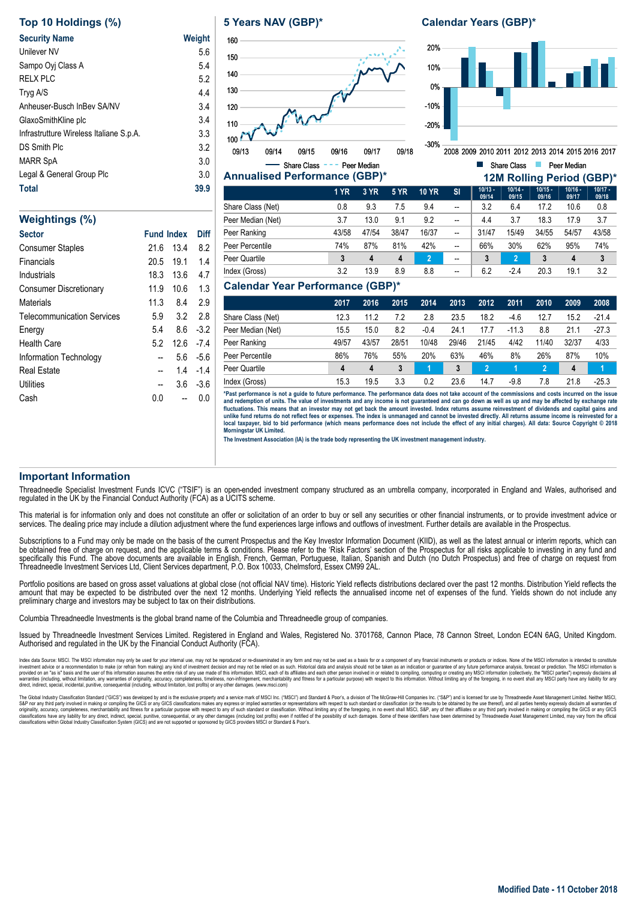## Top 10 Holdings (%)

| Security Name | Weight |
| --- | --- |
| Unilever NV | 5.6 |
| Sampo Oyj Class A | 5.4 |
| RELX PLC | 5.2 |
| Tryg A/S | 4.4 |
| Anheuser-Busch InBev SA/NV | 3.4 |
| GlaxoSmithKline plc | 3.4 |
| Infrastrutture Wireless Italiane S.p.A. | 3.3 |
| DS Smith Plc | 3.2 |
| MARR SpA | 3.0 |
| Legal & General Group Plc | 3.0 |
| **Total** | **39.9** |

## Weightings (%)

| Sector | Fund | Index | Diff |
| --- | --- | --- | --- |
| Consumer Staples | 21.6 | 13.4 | 8.2 |
| Financials | 20.5 | 19.1 | 1.4 |
| Industrials | 18.3 | 13.6 | 4.7 |
| Consumer Discretionary | 11.9 | 10.6 | 1.3 |
| Materials | 11.3 | 8.4 | 2.9 |
| Telecommunication Services | 5.9 | 3.2 | 2.8 |
| Energy | 5.4 | 8.6 | -3.2 |
| Health Care | 5.2 | 12.6 | -7.4 |
| Information Technology | -- | 5.6 | -5.6 |
| Real Estate | -- | 1.4 | -1.4 |
| Utilities | -- | 3.6 | -3.6 |
| Cash | 0.0 | -- | 0.0 |

## 5 Years NAV (GBP)*

160
150
140
130
120
110
100
09/13 09/14 09/15 09/16 09/17 09/18

Share Class — Peer Median

## Calendar Years (GBP)*

20%
10%
0%
-10%
-20%
-30%
2008 2009 2010 2011 2012 2013 2014 2015 2016 2017

Share Class — Peer Median

## Annualised Performance (GBP)* / 12M Rolling Period (GBP)*

| | 1 YR | 3 YR | 5 YR | 10 YR | SI | 10/13 - 09/14 | 10/14 - 09/15 | 10/15 - 09/16 | 10/16 - 09/17 | 10/17 - 09/18 |
| --- | --- | --- | --- | --- | --- | --- | --- | --- | --- | --- |
| Share Class (Net) | 0.8 | 9.3 | 7.5 | 9.4 | -- | 3.2 | 6.4 | 17.2 | 10.6 | 0.8 |
| Peer Median (Net) | 3.7 | 13.0 | 9.1 | 9.2 | -- | 4.4 | 3.7 | 18.3 | 17.9 | 3.7 |
| Peer Ranking | 43/58 | 47/54 | 38/47 | 16/37 | -- | 31/47 | 15/49 | 34/55 | 54/57 | 43/58 |
| Peer Percentile | 74% | 87% | 81% | 42% | -- | 66% | 30% | 62% | 95% | 74% |
| Peer Quartile | 3 | 4 | 4 | 2 | -- | 3 | 2 | 3 | 4 | 3 |
| Index (Gross) | 3.2 | 13.9 | 8.9 | 8.8 | -- | 6.2 | -2.4 | 20.3 | 19.1 | 3.2 |

## Calendar Year Performance (GBP)*

| | 2017 | 2016 | 2015 | 2014 | 2013 | 2012 | 2011 | 2010 | 2009 | 2008 |
| --- | --- | --- | --- | --- | --- | --- | --- | --- | --- | --- |
| Share Class (Net) | 12.3 | 11.2 | 7.2 | 2.8 | 23.5 | 18.2 | -4.6 | 12.7 | 15.2 | -21.4 |
| Peer Median (Net) | 15.5 | 15.0 | 8.2 | -0.4 | 24.1 | 17.7 | -11.3 | 8.8 | 21.1 | -27.3 |
| Peer Ranking | 49/57 | 43/57 | 28/51 | 10/48 | 29/46 | 21/45 | 4/42 | 11/40 | 32/37 | 4/33 |
| Peer Percentile | 86% | 76% | 55% | 20% | 63% | 46% | 8% | 26% | 87% | 10% |
| Peer Quartile | 4 | 4 | 3 | 1 | 3 | 2 | 1 | 2 | 4 | 1 |
| Index (Gross) | 15.3 | 19.5 | 3.3 | 0.2 | 23.6 | 14.7 | -9.8 | 7.8 | 21.8 | -25.3 |

**\*Past performance is not a guide to future performance. The performance data does not take account of the commissions and costs incurred on the issue and redemption of units. The value of investments and any income is not guaranteed and can go down as well as up and may be affected by exchange rate fluctuations. This means that an investor may not get back the amount invested. Index returns assume reinvestment of dividends and capital gains and unlike fund returns do not reflect fees or expenses. The index is unmanaged and cannot be invested directly. All returns assume income is reinvested for a local taxpayer, bid to bid performance (which means performance does not include the effect of any initial charges). All data: Source Copyright © 2018 Morningstar UK Limited.**

**The Investment Association (IA) is the trade body representing the UK investment management industry.**

## Important Information

Threadneedle Specialist Investment Funds ICVC ("TSIF") is an open-ended investment company structured as an umbrella company, incorporated in England and Wales, authorised and regulated in the UK by the Financial Conduct Authority (FCA) as a UCITS scheme.

This material is for information only and does not constitute an offer or solicitation of an order to buy or sell any securities or other financial instruments, or to provide investment advice or services. The dealing price may include a dilution adjustment where the fund experiences large inflows and outflows of investment. Further details are available in the Prospectus.

Subscriptions to a Fund may only be made on the basis of the current Prospectus and the Key Investor Information Document (KIID), as well as the latest annual or interim reports, which can be obtained free of charge on request, and the applicable terms & conditions. Please refer to the 'Risk Factors' section of the Prospectus for all risks applicable to investing in any fund and specifically this Fund. The above documents are available in English, French, German, Portuguese, Italian, Spanish and Dutch (no Dutch Prospectus) and free of charge on request from Threadneedle Investment Services Ltd, Client Services department, P.O. Box 10033, Chelmsford, Essex CM99 2AL.

Portfolio positions are based on gross asset valuations at global close (not official NAV time). Historic Yield reflects distributions declared over the past 12 months. Distribution Yield reflects the amount that may be expected to be distributed over the next 12 months. Underlying Yield reflects the annualised income net of expenses of the fund. Yields shown do not include any preliminary charge and investors may be subject to tax on their distributions.

Columbia Threadneedle Investments is the global brand name of the Columbia and Threadneedle group of companies.

Issued by Threadneedle Investment Services Limited. Registered in England and Wales, Registered No. 3701768, Cannon Place, 78 Cannon Street, London EC4N 6AG, United Kingdom. Authorised and regulated in the UK by the Financial Conduct Authority (FCA).

Index data Source: MSCI. The MSCI information may only be used for your internal use, may not be reproduced or re-disseminated in any form and may not be used as a basis for or a component of any financial instruments or products or indices. None of the MSCI information is intended to constitute investment advice or a recommendation to make (or refrain from making) any kind of investment decision and may not be relied on as such. Historical data and analysis should not be taken as an indication or guarantee of any future performance analysis, forecast or prediction. The MSCI information is provided on an "as is" basis and the user of this information assumes the entire risk of any use made of this information. MSCI, each of its affiliates and each other person involved in or related to compiling, computing or creating any MSCI information (collectively, the "MSCI parties") expressly disclaims all warranties (including, without limitation, any warranties of originality, accuracy, completeness, timeliness, non-infringement, merchantability and fitness for a particular purpose) with respect to this information. Without limiting any of the foregoing, in no event shall any MSCI party have any liability for any direct, indirect, special, incidental, punitive, consequential (including, without limitation, lost profits) or any other damages. (www.msci.com)

The Global Industry Classification Standard ("GICS") was developed by and is the exclusive property and a service mark of MSCI Inc. ("MSCI") and Standard & Poor's, a division of The McGraw-Hill Companies Inc. ("S&P") and is licensed for use by Threadneedle Asset Management Limited. Neither MSCI, S&P nor any third party involved in making or compiling the GICS or any GICS classifications makes any express or implied warranties or representations with respect to such standard or classification (or the results to be obtained by the use thereof), and all parties hereby expressly disclaim all warranties of originality, accuracy, completeness, merchantability and fitness for a particular purpose with respect to any of such standard or classification. Without limiting any of the foregoing, in no event shall MSCI, S&P, any of their affiliates or any third party involved in making or compiling the GICS or any GICS classifications have any liability for any direct, indirect, special, punitive, consequential, or any other damages (including lost profits) even if notified of the possibility of such damages. Some of these identifiers have been determined by Threadneedle Asset Management Limited, may vary from the official classifications within Global Industry Classification System (GICS) and are not supported or sponsored by GICS providers MSCI or Standard & Poor's.

**Modified Date - 11 October 2018**